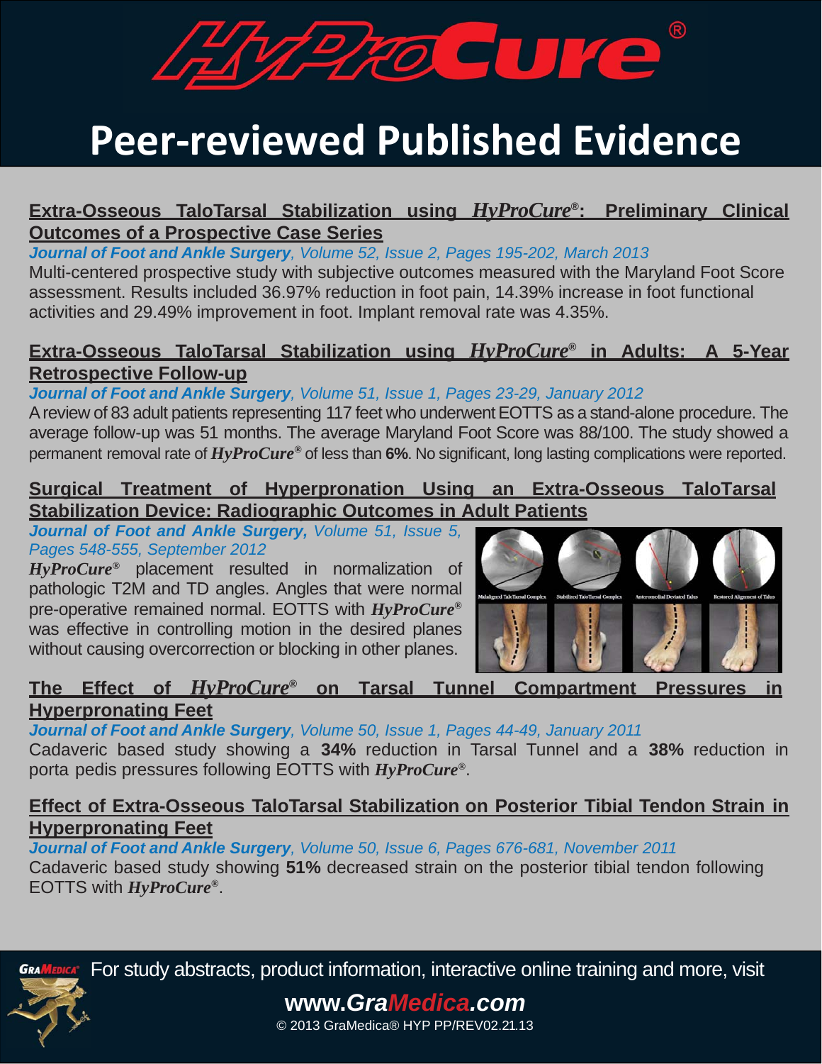# HyProCure®

# Peer-reviewed Published Evidence

## Extra-Osseous TaloTarsal Stabilization using *HyProCure®*: Preliminary Clinical Outcomes of a Prospective Case Series

***Journal of Foot and Ankle Surgery**, Volume 52, Issue 2, Pages 195-202, March 2013*

Multi-centered prospective study with subjective outcomes measured with the Maryland Foot Score assessment. Results included 36.97% reduction in foot pain, 14.39% increase in foot functional activities and 29.49% improvement in foot. Implant removal rate was 4.35%.

## Extra-Osseous TaloTarsal Stabilization using *HyProCure®* in Adults: A 5-Year Retrospective Follow-up

***Journal of Foot and Ankle Surgery**, Volume 51, Issue 1, Pages 23-29, January 2012*

A review of 83 adult patients representing 117 feet who underwent EOTTS as a stand-alone procedure. The average follow-up was 51 months. The average Maryland Foot Score was 88/100. The study showed a permanent removal rate of ***HyProCure®*** of less than **6%**. No significant, long lasting complications were reported.

## Surgical Treatment of Hyperpronation Using an Extra-Osseous TaloTarsal Stabilization Device: Radiographic Outcomes in Adult Patients

***Journal of Foot and Ankle Surgery**, Volume 51, Issue 5, Pages 548-555, September 2012*

***HyProCure®*** placement resulted in normalization of pathologic T2M and TD angles. Angles that were normal pre-operative remained normal. EOTTS with ***HyProCure®*** was effective in controlling motion in the desired planes without causing overcorrection or blocking in other planes.

## The Effect of *HyProCure®* on Tarsal Tunnel Compartment Pressures in Hyperpronating Feet

***Journal of Foot and Ankle Surgery**, Volume 50, Issue 1, Pages 44-49, January 2011*

Cadaveric based study showing a **34%** reduction in Tarsal Tunnel and a **38%** reduction in porta pedis pressures following EOTTS with ***HyProCure®***.

## Effect of Extra-Osseous TaloTarsal Stabilization on Posterior Tibial Tendon Strain in Hyperpronating Feet

***Journal of Foot and Ankle Surgery**, Volume 50, Issue 6, Pages 676-681, November 2011*

Cadaveric based study showing **51%** decreased strain on the posterior tibial tendon following EOTTS with ***HyProCure®***.

For study abstracts, product information, interactive online training and more, visit

**www.GraMedica.com**

© 2013 GraMedica® HYP PP/REV02.21.13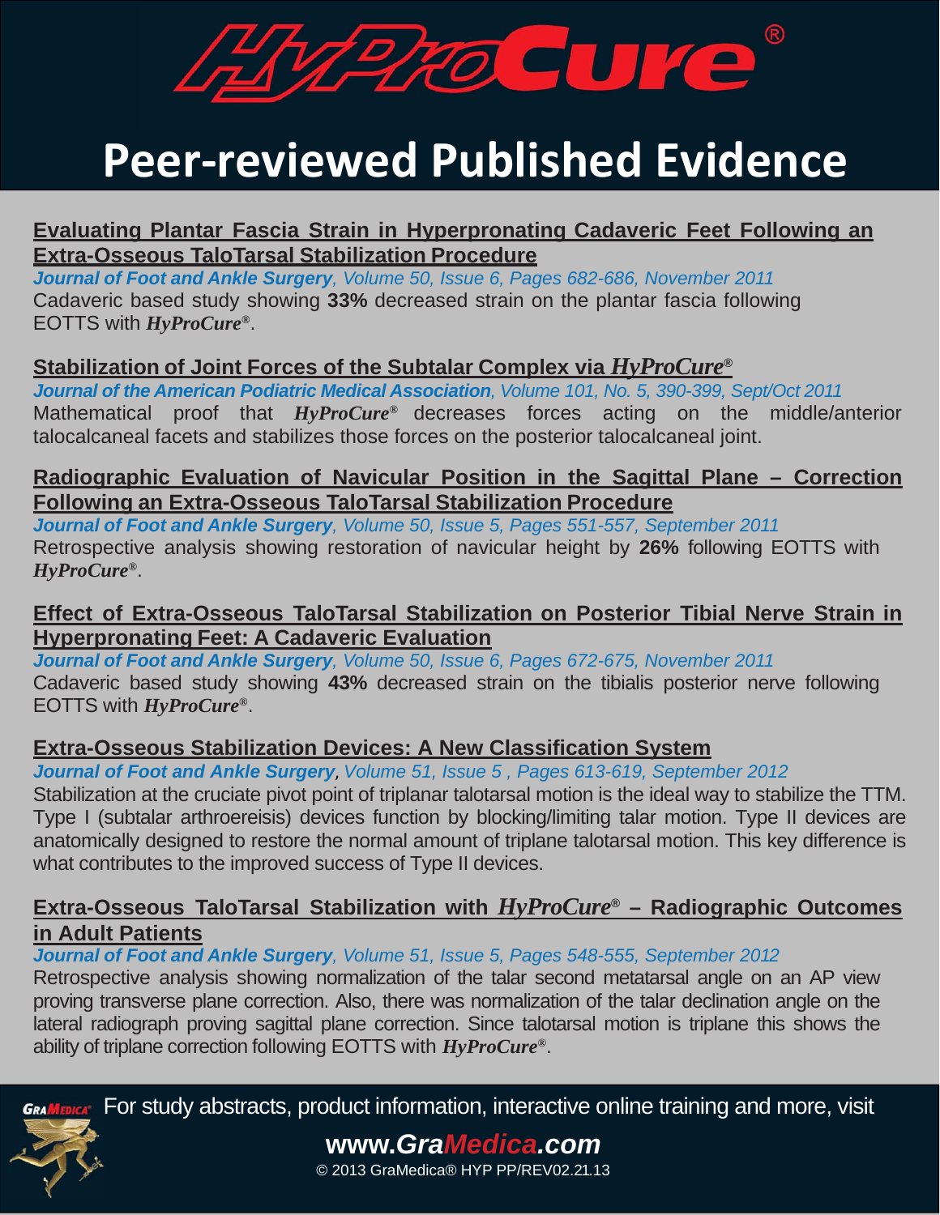# HyProCure®

# Peer-reviewed Published Evidence

## Evaluating Plantar Fascia Strain in Hyperpronating Cadaveric Feet Following an Extra-Osseous TaloTarsal Stabilization Procedure

***Journal of Foot and Ankle Surgery**, Volume 50, Issue 6, Pages 682-686, November 2011*

Cadaveric based study showing **33%** decreased strain on the plantar fascia following EOTTS with ***HyProCure®***.

## Stabilization of Joint Forces of the Subtalar Complex via *HyProCure®*

***Journal of the American Podiatric Medical Association**, Volume 101, No. 5, 390-399, Sept/Oct 2011*

Mathematical proof that ***HyProCure®*** decreases forces acting on the middle/anterior talocalcaneal facets and stabilizes those forces on the posterior talocalcaneal joint.

## Radiographic Evaluation of Navicular Position in the Sagittal Plane – Correction Following an Extra-Osseous TaloTarsal Stabilization Procedure

***Journal of Foot and Ankle Surgery**, Volume 50, Issue 5, Pages 551-557, September 2011*

Retrospective analysis showing restoration of navicular height by **26%** following EOTTS with ***HyProCure®***.

## Effect of Extra-Osseous TaloTarsal Stabilization on Posterior Tibial Nerve Strain in Hyperpronating Feet: A Cadaveric Evaluation

***Journal of Foot and Ankle Surgery**, Volume 50, Issue 6, Pages 672-675, November 2011*

Cadaveric based study showing **43%** decreased strain on the tibialis posterior nerve following EOTTS with ***HyProCure®***.

## Extra-Osseous Stabilization Devices: A New Classification System

***Journal of Foot and Ankle Surgery**, Volume 51, Issue 5 , Pages 613-619, September 2012*

Stabilization at the cruciate pivot point of triplanar talotarsal motion is the ideal way to stabilize the TTM. Type I (subtalar arthroereisis) devices function by blocking/limiting talar motion. Type II devices are anatomically designed to restore the normal amount of triplane talotarsal motion. This key difference is what contributes to the improved success of Type II devices.

## Extra-Osseous TaloTarsal Stabilization with *HyProCure®* – Radiographic Outcomes in Adult Patients

***Journal of Foot and Ankle Surgery**, Volume 51, Issue 5, Pages 548-555, September 2012*

Retrospective analysis showing normalization of the talar second metatarsal angle on an AP view proving transverse plane correction. Also, there was normalization of the talar declination angle on the lateral radiograph proving sagittal plane correction. Since talotarsal motion is triplane this shows the ability of triplane correction following EOTTS with ***HyProCure®***.

For study abstracts, product information, interactive online training and more, visit

**www.GraMedica.com**

© 2013 GraMedica® HYP PP/REV02.21.13